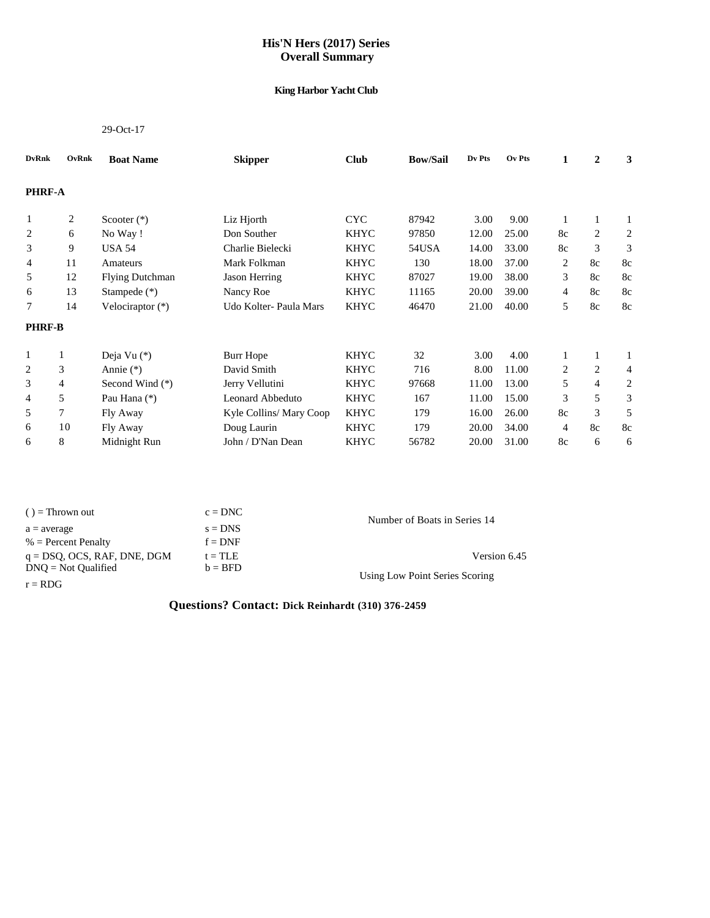# His'N Hers (2017) Series
## Overall Summary

**King Harbor Yacht Club**

29-Oct-17

| DvRnk | OvRnk | Boat Name | Skipper | Club | Bow/Sail | Dv Pts | Ov Pts | 1 | 2 | 3 |
|---|---|---|---|---|---|---|---|---|---|---|
| **PHRF-A** | | | | | | | | | | |
| 1 | 2 | Scooter (*) | Liz Hjorth | CYC | 87942 | 3.00 | 9.00 | 1 | 1 | 1 |
| 2 | 6 | No Way ! | Don Souther | KHYC | 97850 | 12.00 | 25.00 | 8c | 2 | 2 |
| 3 | 9 | USA 54 | Charlie Bielecki | KHYC | 54USA | 14.00 | 33.00 | 8c | 3 | 3 |
| 4 | 11 | Amateurs | Mark Folkman | KHYC | 130 | 18.00 | 37.00 | 2 | 8c | 8c |
| 5 | 12 | Flying Dutchman | Jason Herring | KHYC | 87027 | 19.00 | 38.00 | 3 | 8c | 8c |
| 6 | 13 | Stampede (*) | Nancy Roe | KHYC | 11165 | 20.00 | 39.00 | 4 | 8c | 8c |
| 7 | 14 | Velociraptor (*) | Udo Kolter- Paula Mars | KHYC | 46470 | 21.00 | 40.00 | 5 | 8c | 8c |
| **PHRF-B** | | | | | | | | | | |
| 1 | 1 | Deja Vu (*) | Burr Hope | KHYC | 32 | 3.00 | 4.00 | 1 | 1 | 1 |
| 2 | 3 | Annie (*) | David Smith | KHYC | 716 | 8.00 | 11.00 | 2 | 2 | 4 |
| 3 | 4 | Second Wind (*) | Jerry Vellutini | KHYC | 97668 | 11.00 | 13.00 | 5 | 4 | 2 |
| 4 | 5 | Pau Hana (*) | Leonard Abbeduto | KHYC | 167 | 11.00 | 15.00 | 3 | 5 | 3 |
| 5 | 7 | Fly Away | Kyle Collins/ Mary Coop | KHYC | 179 | 16.00 | 26.00 | 8c | 3 | 5 |
| 6 | 10 | Fly Away | Doug Laurin | KHYC | 179 | 20.00 | 34.00 | 4 | 8c | 8c |
| 6 | 8 | Midnight Run | John / D'Nan Dean | KHYC | 56782 | 20.00 | 31.00 | 8c | 6 | 6 |

( ) = Thrown out
a = average
% = Percent Penalty
q = DSQ, OCS, RAF, DNE, DGM
DNQ = Not Qualified
r = RDG

c = DNC
s = DNS
f = DNF
t = TLE
b = BFD

Number of Boats in Series 14

Version 6.45

Using Low Point Series Scoring

**Questions? Contact: Dick Reinhardt (310) 376-2459**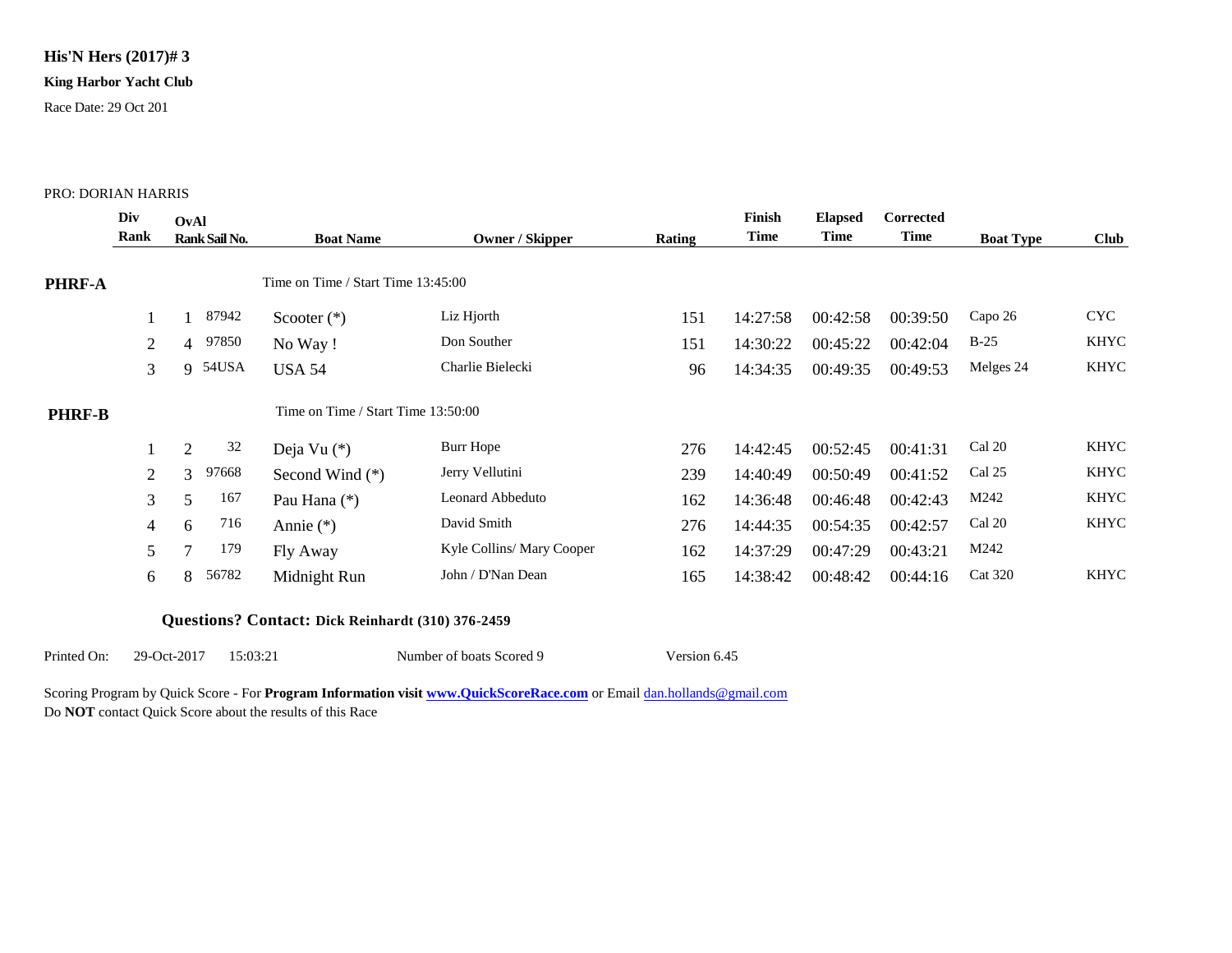# His'N Hers (2017)# 3

**King Harbor Yacht Club**

Race Date: 29 Oct 201

PRO: DORIAN HARRIS

| Div Rank | OvAl Rank | Sail No. | Boat Name | Owner / Skipper | Rating | Finish Time | Elapsed Time | Corrected Time | Boat Type | Club |
|---|---|---|---|---|---|---|---|---|---|---|
| **PHRF-A** | | | Time on Time / Start Time 13:45:00 | | | | | | | |
| 1 | 1 | 87942 | Scooter (*) | Liz Hjorth | 151 | 14:27:58 | 00:42:58 | 00:39:50 | Capo 26 | CYC |
| 2 | 4 | 97850 | No Way ! | Don Souther | 151 | 14:30:22 | 00:45:22 | 00:42:04 | B-25 | KHYC |
| 3 | 9 | 54USA | USA 54 | Charlie Bielecki | 96 | 14:34:35 | 00:49:35 | 00:49:53 | Melges 24 | KHYC |
| **PHRF-B** | | | Time on Time / Start Time 13:50:00 | | | | | | | |
| 1 | 2 | 32 | Deja Vu (*) | Burr Hope | 276 | 14:42:45 | 00:52:45 | 00:41:31 | Cal 20 | KHYC |
| 2 | 3 | 97668 | Second Wind (*) | Jerry Vellutini | 239 | 14:40:49 | 00:50:49 | 00:41:52 | Cal 25 | KHYC |
| 3 | 5 | 167 | Pau Hana (*) | Leonard Abbeduto | 162 | 14:36:48 | 00:46:48 | 00:42:43 | M242 | KHYC |
| 4 | 6 | 716 | Annie (*) | David Smith | 276 | 14:44:35 | 00:54:35 | 00:42:57 | Cal 20 | KHYC |
| 5 | 7 | 179 | Fly Away | Kyle Collins/ Mary Cooper | 162 | 14:37:29 | 00:47:29 | 00:43:21 | M242 | |
| 6 | 8 | 56782 | Midnight Run | John / D'Nan Dean | 165 | 14:38:42 | 00:48:42 | 00:44:16 | Cat 320 | KHYC |

**Questions? Contact: Dick Reinhardt (310) 376-2459**

Printed On: 29-Oct-2017 15:03:21 Number of boats Scored 9 Version 6.45

Scoring Program by Quick Score - For **Program Information visit [www.QuickScoreRace.com](http://www.QuickScoreRace.com)** or Email [dan.hollands@gmail.com](mailto:dan.hollands@gmail.com)

Do **NOT** contact Quick Score about the results of this Race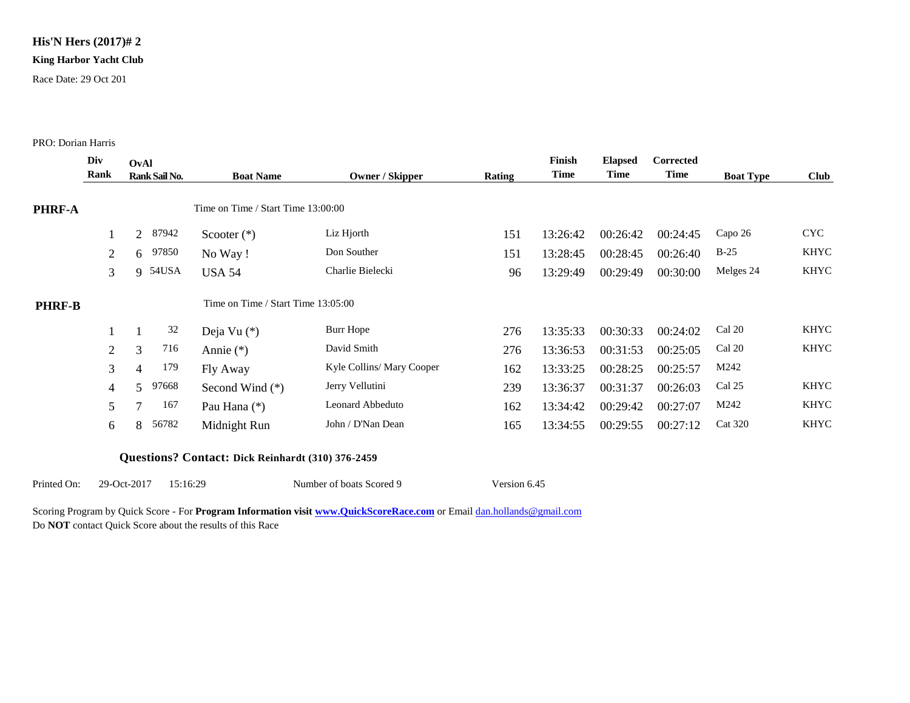**His'N Hers (2017)# 2**

**King Harbor Yacht Club**

Race Date: 29 Oct 201

PRO: Dorian Harris

| Div Rank | OvAl Rank | Sail No. | Boat Name | Owner / Skipper | Rating | Finish Time | Elapsed Time | Corrected Time | Boat Type | Club |
|---|---|---|---|---|---|---|---|---|---|---|
| **PHRF-A** | | | Time on Time / Start Time 13:00:00 | | | | | | | |
| 1 | 2 | 87942 | Scooter (*) | Liz Hjorth | 151 | 13:26:42 | 00:26:42 | 00:24:45 | Capo 26 | CYC |
| 2 | 6 | 97850 | No Way ! | Don Souther | 151 | 13:28:45 | 00:28:45 | 00:26:40 | B-25 | KHYC |
| 3 | 9 | 54USA | USA 54 | Charlie Bielecki | 96 | 13:29:49 | 00:29:49 | 00:30:00 | Melges 24 | KHYC |
| **PHRF-B** | | | Time on Time / Start Time 13:05:00 | | | | | | | |
| 1 | 1 | 32 | Deja Vu (*) | Burr Hope | 276 | 13:35:33 | 00:30:33 | 00:24:02 | Cal 20 | KHYC |
| 2 | 3 | 716 | Annie (*) | David Smith | 276 | 13:36:53 | 00:31:53 | 00:25:05 | Cal 20 | KHYC |
| 3 | 4 | 179 | Fly Away | Kyle Collins/ Mary Cooper | 162 | 13:33:25 | 00:28:25 | 00:25:57 | M242 | |
| 4 | 5 | 97668 | Second Wind (*) | Jerry Vellutini | 239 | 13:36:37 | 00:31:37 | 00:26:03 | Cal 25 | KHYC |
| 5 | 7 | 167 | Pau Hana (*) | Leonard Abbeduto | 162 | 13:34:42 | 00:29:42 | 00:27:07 | M242 | KHYC |
| 6 | 8 | 56782 | Midnight Run | John / D'Nan Dean | 165 | 13:34:55 | 00:29:55 | 00:27:12 | Cat 320 | KHYC |

**Questions? Contact: Dick Reinhardt (310) 376-2459**

Printed On: 29-Oct-2017 15:16:29 Number of boats Scored 9 Version 6.45

Scoring Program by Quick Score - For **Program Information visit www.QuickScoreRace.com** or Email dan.hollands@gmail.com
Do **NOT** contact Quick Score about the results of this Race